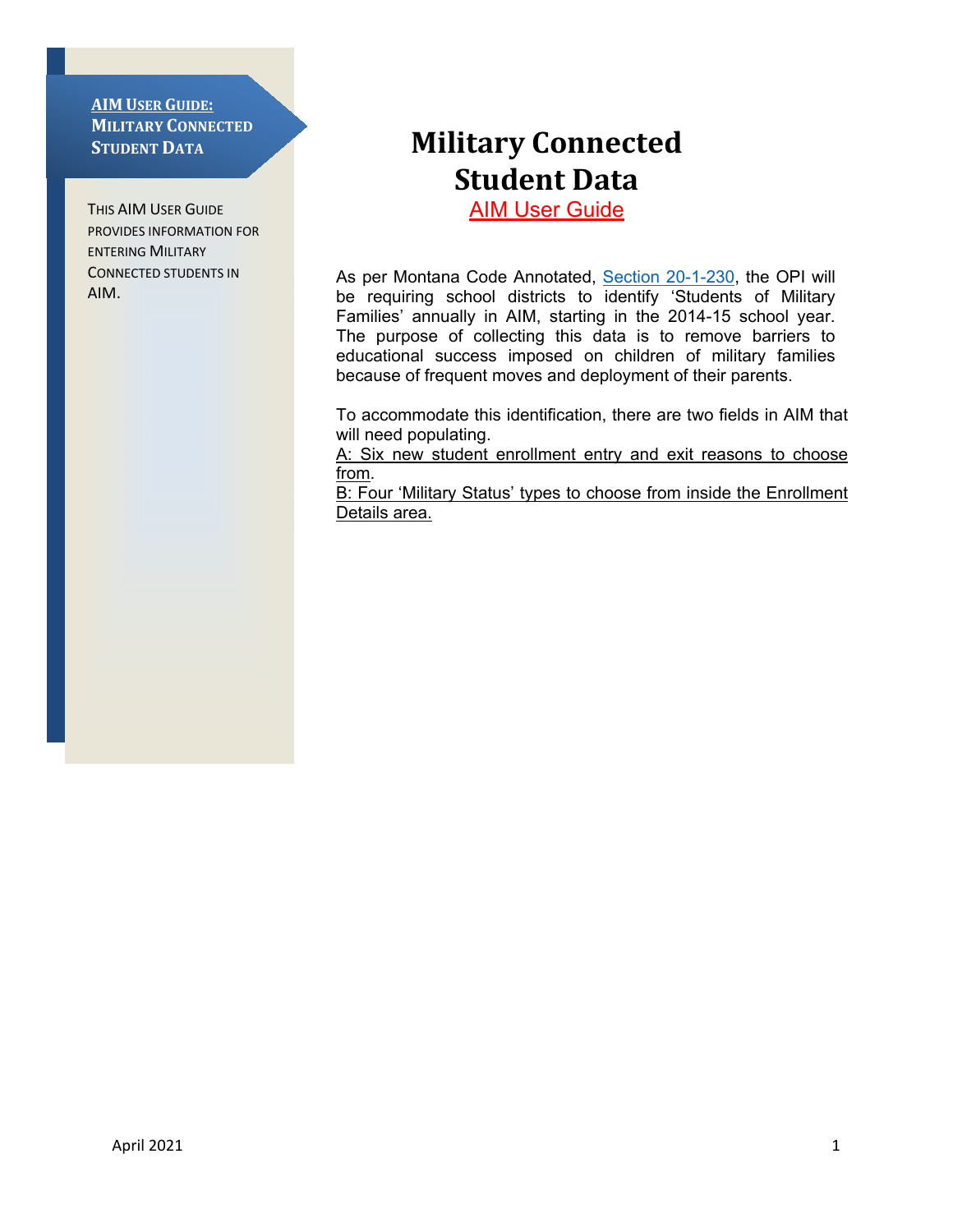**AIM USER GUIDE:**
**MILITARY CONNECTED STUDENT DATA**

THIS AIM USER GUIDE PROVIDES INFORMATION FOR ENTERING MILITARY CONNECTED STUDENTS IN AIM.

# Military Connected Student Data

## AIM User Guide

As per Montana Code Annotated, Section 20-1-230, the OPI will be requiring school districts to identify 'Students of Military Families' annually in AIM, starting in the 2014-15 school year. The purpose of collecting this data is to remove barriers to educational success imposed on children of military families because of frequent moves and deployment of their parents.

To accommodate this identification, there are two fields in AIM that will need populating.

A: Six new student enrollment entry and exit reasons to choose from.

B: Four 'Military Status' types to choose from inside the Enrollment Details area.

April 2021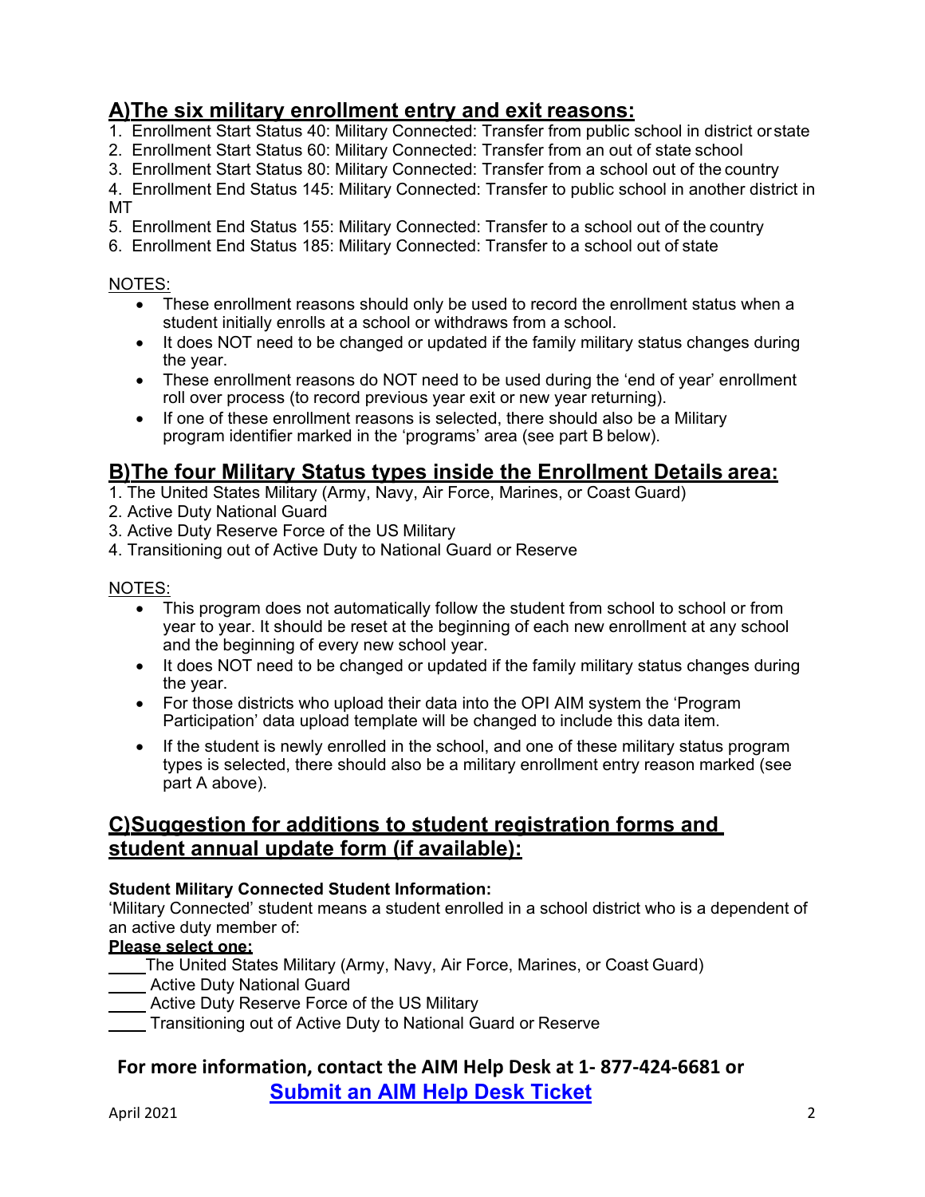## A)The six military enrollment entry and exit reasons:

1. Enrollment Start Status 40: Military Connected: Transfer from public school in district or state
2. Enrollment Start Status 60: Military Connected: Transfer from an out of state school
3. Enrollment Start Status 80: Military Connected: Transfer from a school out of the country
4. Enrollment End Status 145: Military Connected: Transfer to public school in another district in MT
5. Enrollment End Status 155: Military Connected: Transfer to a school out of the country
6. Enrollment End Status 185: Military Connected: Transfer to a school out of state

NOTES:

- These enrollment reasons should only be used to record the enrollment status when a student initially enrolls at a school or withdraws from a school.
- It does NOT need to be changed or updated if the family military status changes during the year.
- These enrollment reasons do NOT need to be used during the 'end of year' enrollment roll over process (to record previous year exit or new year returning).
- If one of these enrollment reasons is selected, there should also be a Military program identifier marked in the 'programs' area (see part B below).

## B)The four Military Status types inside the Enrollment Details area:

1. The United States Military (Army, Navy, Air Force, Marines, or Coast Guard)
2. Active Duty National Guard
3. Active Duty Reserve Force of the US Military
4. Transitioning out of Active Duty to National Guard or Reserve

NOTES:

- This program does not automatically follow the student from school to school or from year to year. It should be reset at the beginning of each new enrollment at any school and the beginning of every new school year.
- It does NOT need to be changed or updated if the family military status changes during the year.
- For those districts who upload their data into the OPI AIM system the 'Program Participation' data upload template will be changed to include this data item.
- If the student is newly enrolled in the school, and one of these military status program types is selected, there should also be a military enrollment entry reason marked (see part A above).

## C)Suggestion for additions to student registration forms and student annual update form (if available):

**Student Military Connected Student Information:**

'Military Connected' student means a student enrolled in a school district who is a dependent of an active duty member of:

**Please select one:**

____ The United States Military (Army, Navy, Air Force, Marines, or Coast Guard)
____ Active Duty National Guard
____ Active Duty Reserve Force of the US Military
____ Transitioning out of Active Duty to National Guard or Reserve

**For more information, contact the AIM Help Desk at 1- 877-424-6681 or**
**Submit an AIM Help Desk Ticket**

April 2021